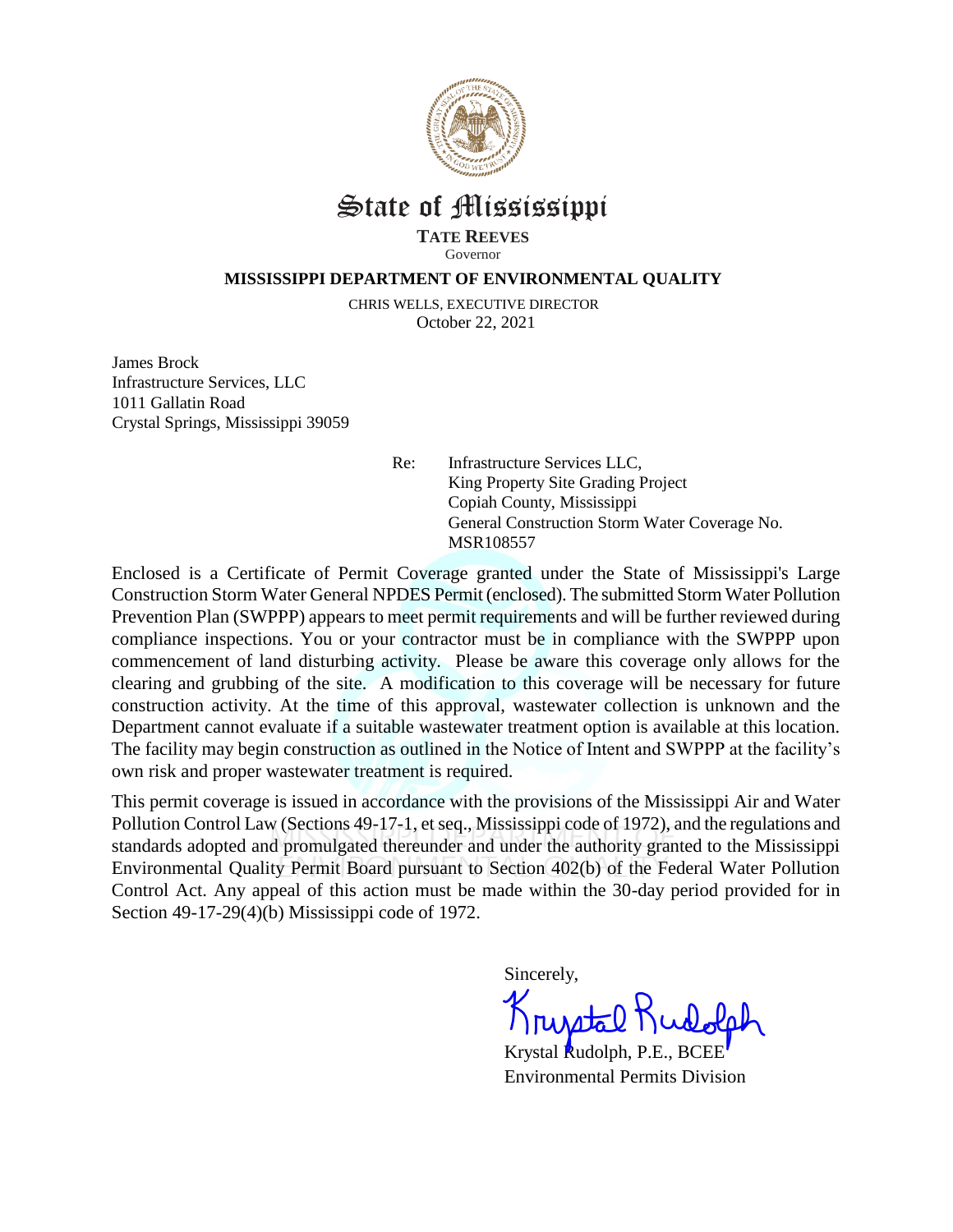# State of Mississippi

**TATE REEVES**
Governor

**MISSISSIPPI DEPARTMENT OF ENVIRONMENTAL QUALITY**

CHRIS WELLS, EXECUTIVE DIRECTOR

October 22, 2021

James Brock
Infrastructure Services, LLC
1011 Gallatin Road
Crystal Springs, Mississippi 39059

Re: Infrastructure Services LLC,
King Property Site Grading Project
Copiah County, Mississippi
General Construction Storm Water Coverage No. MSR108557

Enclosed is a Certificate of Permit Coverage granted under the State of Mississippi's Large Construction Storm Water General NPDES Permit (enclosed). The submitted Storm Water Pollution Prevention Plan (SWPPP) appears to meet permit requirements and will be further reviewed during compliance inspections. You or your contractor must be in compliance with the SWPPP upon commencement of land disturbing activity. Please be aware this coverage only allows for the clearing and grubbing of the site. A modification to this coverage will be necessary for future construction activity. At the time of this approval, wastewater collection is unknown and the Department cannot evaluate if a suitable wastewater treatment option is available at this location. The facility may begin construction as outlined in the Notice of Intent and SWPPP at the facility's own risk and proper wastewater treatment is required.

This permit coverage is issued in accordance with the provisions of the Mississippi Air and Water Pollution Control Law (Sections 49-17-1, et seq., Mississippi code of 1972), and the regulations and standards adopted and promulgated thereunder and under the authority granted to the Mississippi Environmental Quality Permit Board pursuant to Section 402(b) of the Federal Water Pollution Control Act. Any appeal of this action must be made within the 30-day period provided for in Section 49-17-29(4)(b) Mississippi code of 1972.

Sincerely,

Krystal Rudolph

Krystal Rudolph, P.E., BCEE
Environmental Permits Division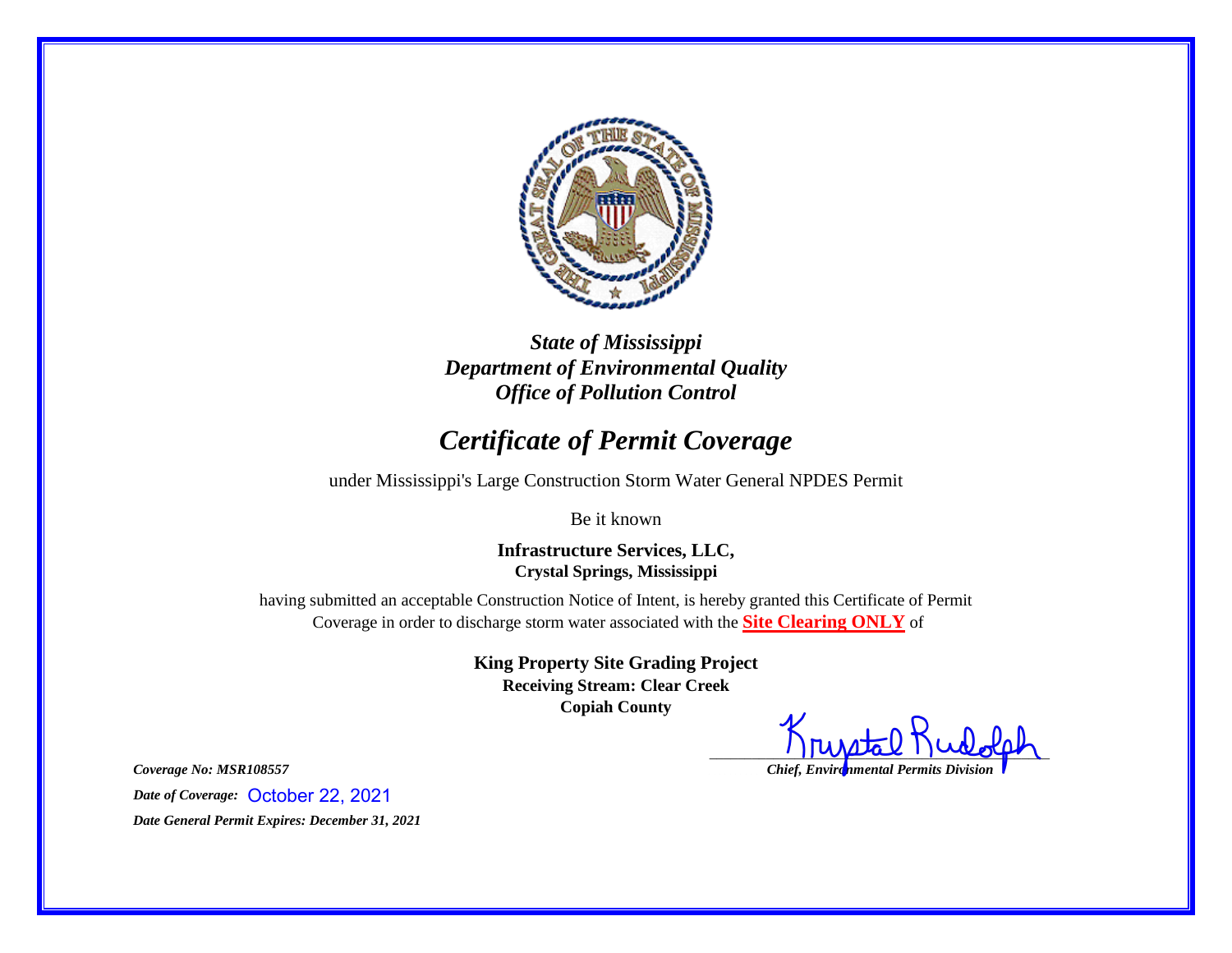*State of Mississippi*
*Department of Environmental Quality*
*Office of Pollution Control*

# *Certificate of Permit Coverage*

under Mississippi's Large Construction Storm Water General NPDES Permit

Be it known

**Infrastructure Services, LLC,**
**Crystal Springs, Mississippi**

having submitted an acceptable Construction Notice of Intent, is hereby granted this Certificate of Permit Coverage in order to discharge storm water associated with the **Site Clearing ONLY** of

**King Property Site Grading Project**
**Receiving Stream: Clear Creek**
**Copiah County**

Krystal Rudolph
*Chief, Environmental Permits Division*

***Coverage No: MSR108557***

***Date of Coverage:*** October 22, 2021

***Date General Permit Expires: December 31, 2021***